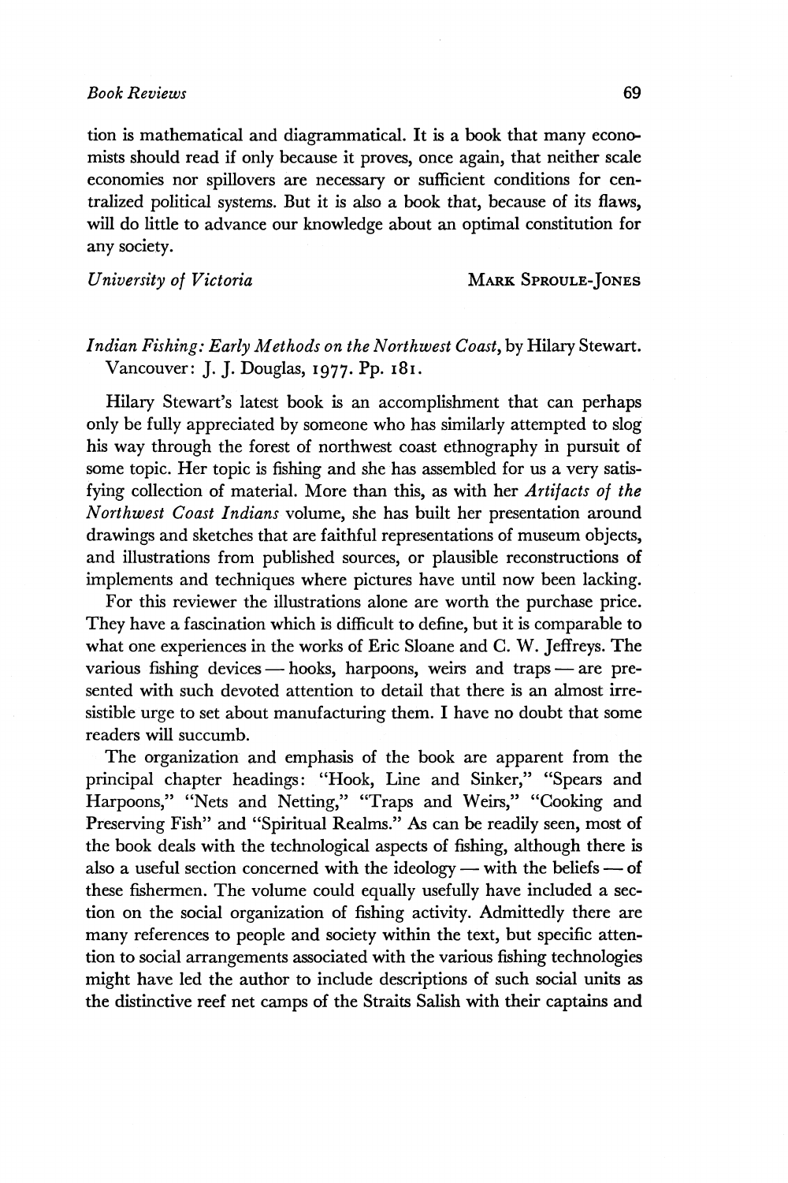tion is mathematical and diagrammatical. It is a book that many economists should read if only because it proves, once again, that neither scale economies nor spillovers are necessary or sufficient conditions for centralized political systems. But it is also a book that, because of its flaws, will do little to advance our knowledge about an optimal constitution for any society.

*University of Victoria* MARK SPROULE-JONES

*Indian Fishing: Early Methods on the Northwest Coast*, by Hilary Stewart. Vancouver: J. J. Douglas, 1977. Pp. 181.

Hilary Stewart's latest book is an accomplishment that can perhaps only be fully appreciated by someone who has similarly attempted to slog his way through the forest of northwest coast ethnography in pursuit of some topic. Her topic is fishing and she has assembled for us a very satisfying collection of material. More than this, as with her *Artifacts of the Northwest Coast Indians* volume, she has built her presentation around drawings and sketches that are faithful representations of museum objects, and illustrations from published sources, or plausible reconstructions of implements and techniques where pictures have until now been lacking.

For this reviewer the illustrations alone are worth the purchase price. They have a fascination which is difficult to define, but it is comparable to what one experiences in the works of Eric Sloane and C. W. Jeffreys. The various fishing devices — hooks, harpoons, weirs and traps — are presented with such devoted attention to detail that there is an almost irresistible urge to set about manufacturing them. I have no doubt that some readers will succumb.

The organization and emphasis of the book are apparent from the principal chapter headings: "Hook, Line and Sinker," "Spears and Harpoons," "Nets and Netting," "Traps and Weirs," "Cooking and Preserving Fish" and "Spiritual Realms." As can be readily seen, most of the book deals with the technological aspects of fishing, although there is also a useful section concerned with the ideology — with the beliefs — of these fishermen. The volume could equally usefully have included a section on the social organization of fishing activity. Admittedly there are many references to people and society within the text, but specific attention to social arrangements associated with the various fishing technologies might have led the author to include descriptions of such social units as the distinctive reef net camps of the Straits Salish with their captains and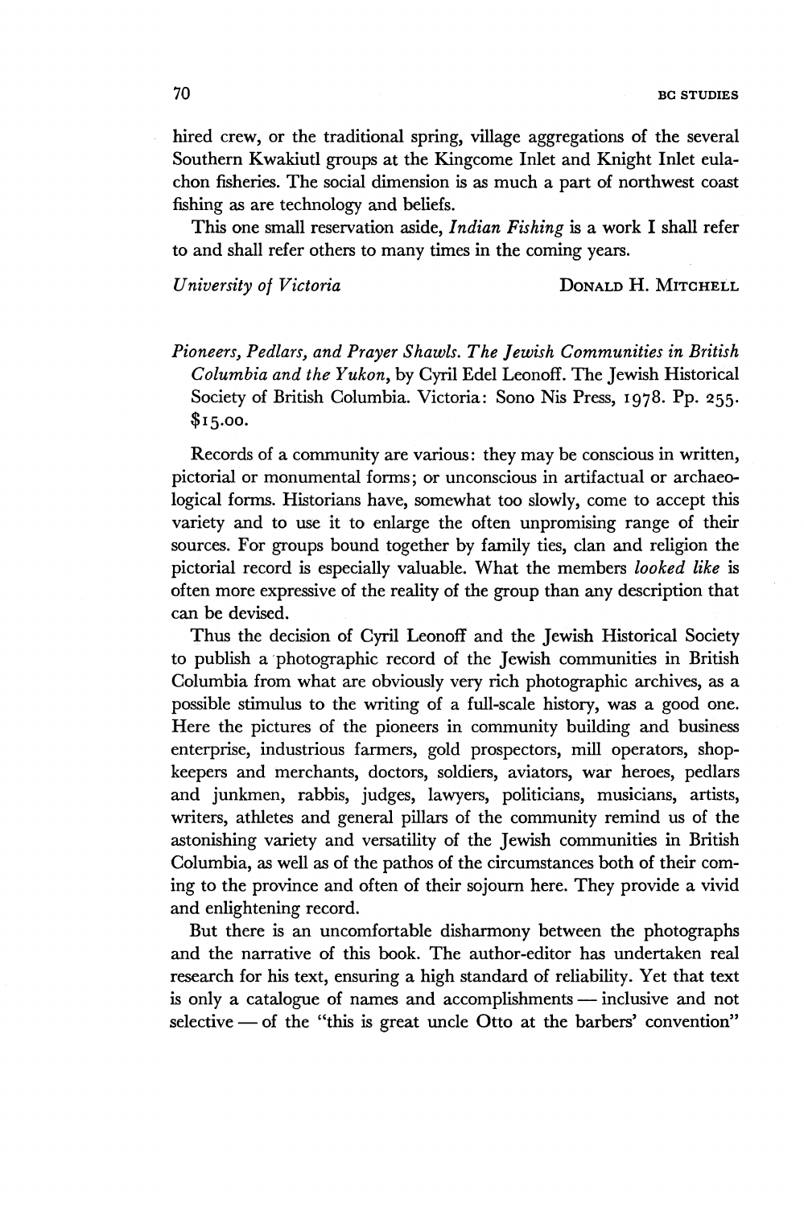hired crew, or the traditional spring, village aggregations of the several Southern Kwakiutl groups at the Kingcome Inlet and Knight Inlet eulachon fisheries. The social dimension is as much a part of northwest coast fishing as are technology and beliefs.

This one small reservation aside, *Indian Fishing* is a work I shall refer to and shall refer others to many times in the coming years.

*University of Victoria* DONALD H. MITCHELL

*Pioneers, Pedlars, and Prayer Shawls. The Jewish Communities in British Columbia and the Yukon*, by Cyril Edel Leonoff. The Jewish Historical Society of British Columbia. Victoria: Sono Nis Press, 1978. Pp. 255. $15.00.

Records of a community are various: they may be conscious in written, pictorial or monumental forms; or unconscious in artifactual or archaeological forms. Historians have, somewhat too slowly, come to accept this variety and to use it to enlarge the often unpromising range of their sources. For groups bound together by family ties, clan and religion the pictorial record is especially valuable. What the members *looked like* is often more expressive of the reality of the group than any description that can be devised.

Thus the decision of Cyril Leonoff and the Jewish Historical Society to publish a photographic record of the Jewish communities in British Columbia from what are obviously very rich photographic archives, as a possible stimulus to the writing of a full-scale history, was a good one. Here the pictures of the pioneers in community building and business enterprise, industrious farmers, gold prospectors, mill operators, shopkeepers and merchants, doctors, soldiers, aviators, war heroes, pedlars and junkmen, rabbis, judges, lawyers, politicians, musicians, artists, writers, athletes and general pillars of the community remind us of the astonishing variety and versatility of the Jewish communities in British Columbia, as well as of the pathos of the circumstances both of their coming to the province and often of their sojourn here. They provide a vivid and enlightening record.

But there is an uncomfortable disharmony between the photographs and the narrative of this book. The author-editor has undertaken real research for his text, ensuring a high standard of reliability. Yet that text is only a catalogue of names and accomplishments — inclusive and not selective — of the "this is great uncle Otto at the barbers' convention"